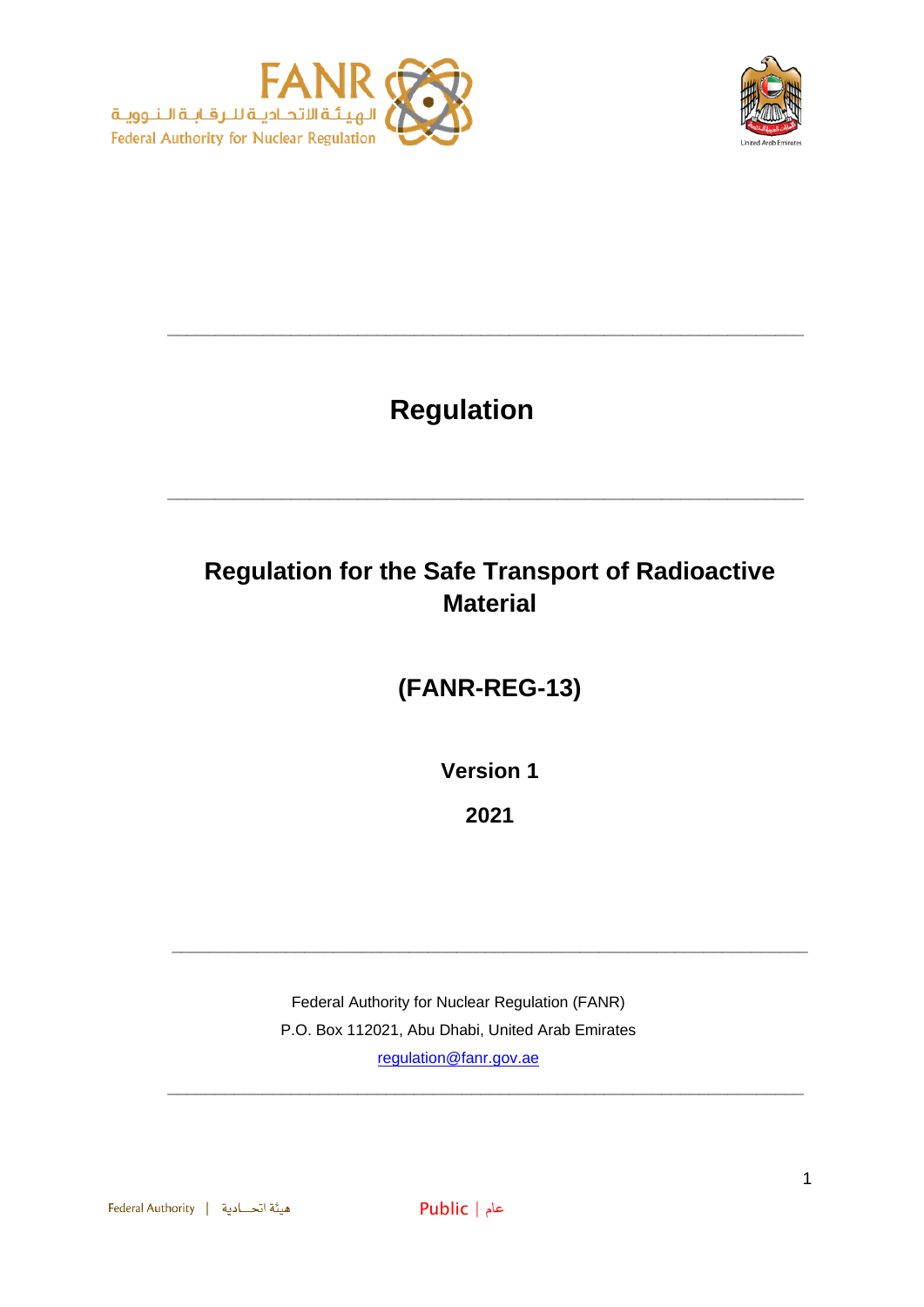# Regulation

## Regulation for the Safe Transport of Radioactive Material

## (FANR-REG-13)

**Version 1**

**2021**

Federal Authority for Nuclear Regulation (FANR)
P.O. Box 112021, Abu Dhabi, United Arab Emirates
regulation@fanr.gov.ae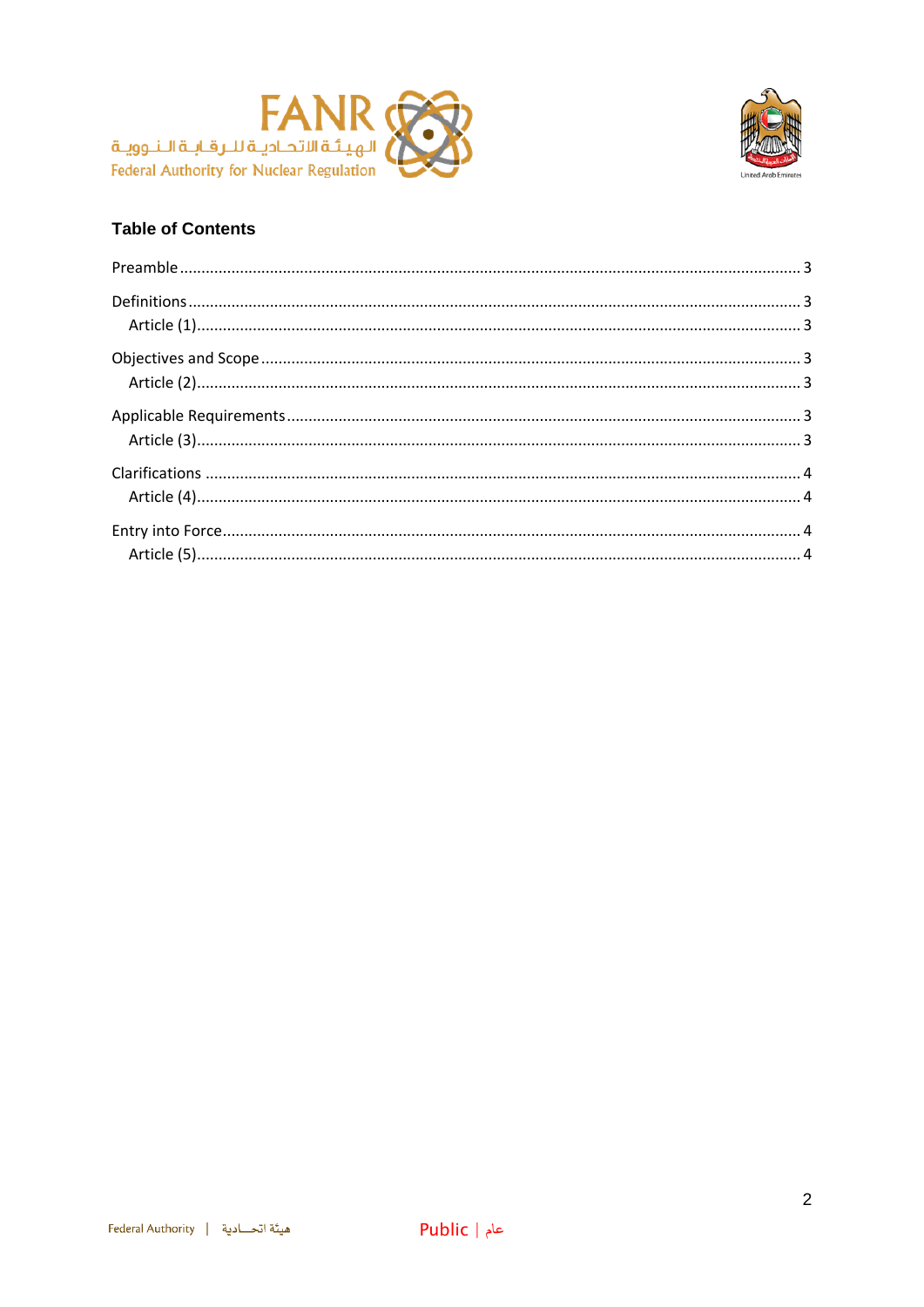## Table of Contents

Preamble ..... 3

Definitions ..... 3
  Article (1) ..... 3

Objectives and Scope ..... 3
  Article (2) ..... 3

Applicable Requirements ..... 3
  Article (3) ..... 3

Clarifications ..... 4
  Article (4) ..... 4

Entry into Force ..... 4
  Article (5) ..... 4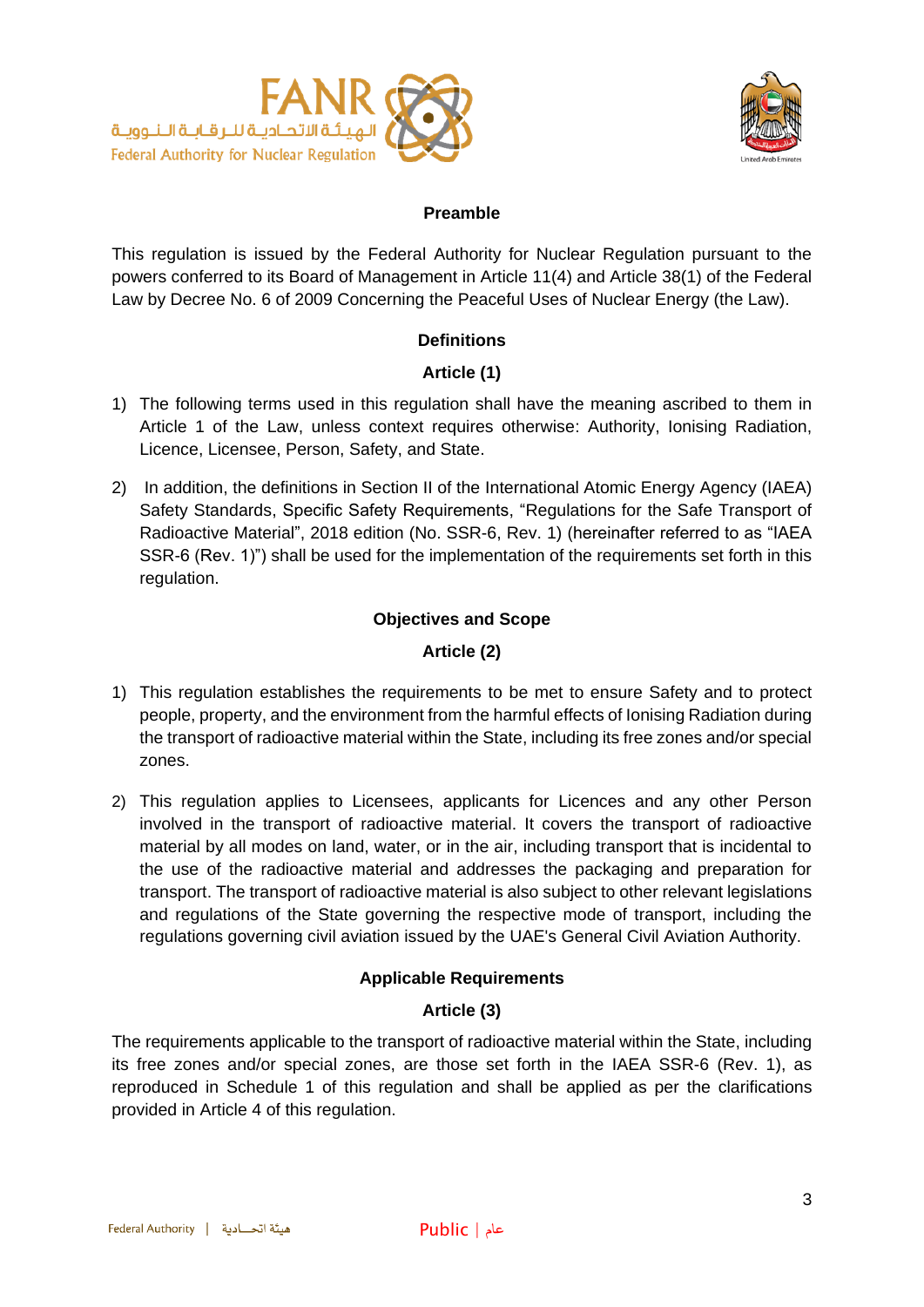## Preamble

This regulation is issued by the Federal Authority for Nuclear Regulation pursuant to the powers conferred to its Board of Management in Article 11(4) and Article 38(1) of the Federal Law by Decree No. 6 of 2009 Concerning the Peaceful Uses of Nuclear Energy (the Law).

## Definitions

### Article (1)

1) The following terms used in this regulation shall have the meaning ascribed to them in Article 1 of the Law, unless context requires otherwise: Authority, Ionising Radiation, Licence, Licensee, Person, Safety, and State.

2) In addition, the definitions in Section II of the International Atomic Energy Agency (IAEA) Safety Standards, Specific Safety Requirements, "Regulations for the Safe Transport of Radioactive Material", 2018 edition (No. SSR-6, Rev. 1) (hereinafter referred to as "IAEA SSR-6 (Rev. 1)") shall be used for the implementation of the requirements set forth in this regulation.

## Objectives and Scope

### Article (2)

1) This regulation establishes the requirements to be met to ensure Safety and to protect people, property, and the environment from the harmful effects of Ionising Radiation during the transport of radioactive material within the State, including its free zones and/or special zones.

2) This regulation applies to Licensees, applicants for Licences and any other Person involved in the transport of radioactive material. It covers the transport of radioactive material by all modes on land, water, or in the air, including transport that is incidental to the use of the radioactive material and addresses the packaging and preparation for transport. The transport of radioactive material is also subject to other relevant legislations and regulations of the State governing the respective mode of transport, including the regulations governing civil aviation issued by the UAE's General Civil Aviation Authority.

## Applicable Requirements

### Article (3)

The requirements applicable to the transport of radioactive material within the State, including its free zones and/or special zones, are those set forth in the IAEA SSR-6 (Rev. 1), as reproduced in Schedule 1 of this regulation and shall be applied as per the clarifications provided in Article 4 of this regulation.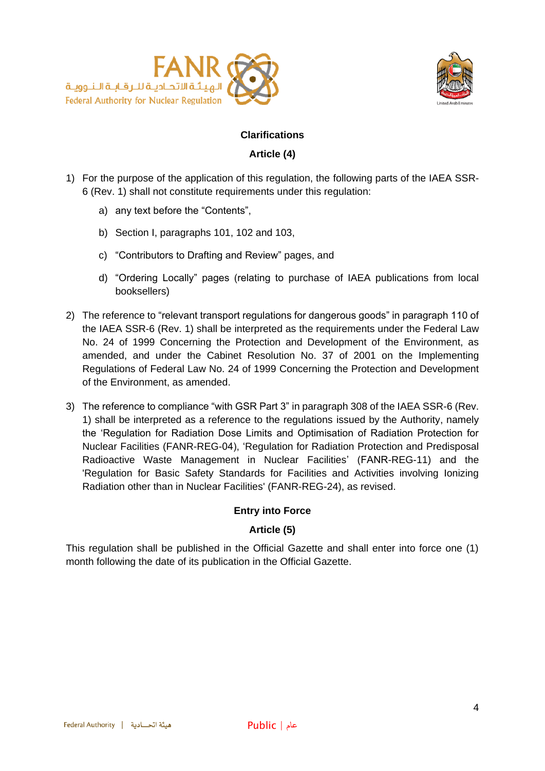## Clarifications

### Article (4)

1) For the purpose of the application of this regulation, the following parts of the IAEA SSR-6 (Rev. 1) shall not constitute requirements under this regulation:

   a) any text before the “Contents”,

   b) Section I, paragraphs 101, 102 and 103,

   c) “Contributors to Drafting and Review” pages, and

   d) “Ordering Locally” pages (relating to purchase of IAEA publications from local booksellers)

2) The reference to “relevant transport regulations for dangerous goods” in paragraph 110 of the IAEA SSR-6 (Rev. 1) shall be interpreted as the requirements under the Federal Law No. 24 of 1999 Concerning the Protection and Development of the Environment, as amended, and under the Cabinet Resolution No. 37 of 2001 on the Implementing Regulations of Federal Law No. 24 of 1999 Concerning the Protection and Development of the Environment, as amended.

3) The reference to compliance “with GSR Part 3” in paragraph 308 of the IAEA SSR-6 (Rev. 1) shall be interpreted as a reference to the regulations issued by the Authority, namely the ‘Regulation for Radiation Dose Limits and Optimisation of Radiation Protection for Nuclear Facilities (FANR-REG-04), ‘Regulation for Radiation Protection and Predisposal Radioactive Waste Management in Nuclear Facilities’ (FANR-REG-11) and the 'Regulation for Basic Safety Standards for Facilities and Activities involving Ionizing Radiation other than in Nuclear Facilities' (FANR-REG-24), as revised.

## Entry into Force

### Article (5)

This regulation shall be published in the Official Gazette and shall enter into force one (1) month following the date of its publication in the Official Gazette.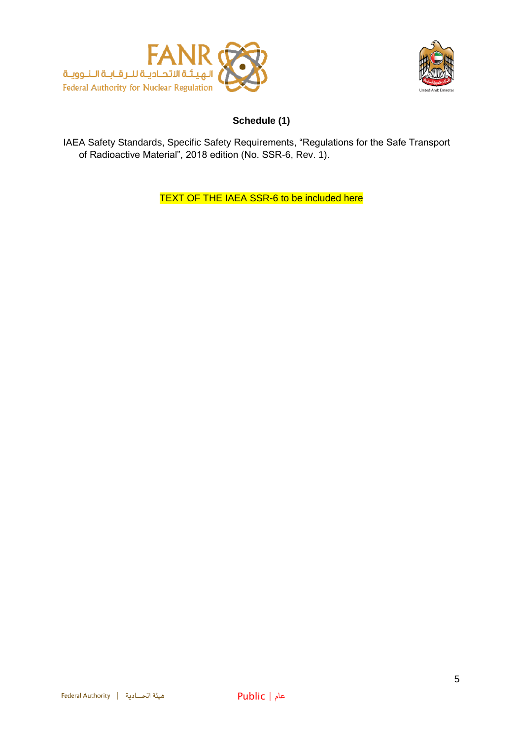**Schedule (1)**

IAEA Safety Standards, Specific Safety Requirements, “Regulations for the Safe Transport of Radioactive Material”, 2018 edition (No. SSR-6, Rev. 1).

TEXT OF THE IAEA SSR-6 to be included here